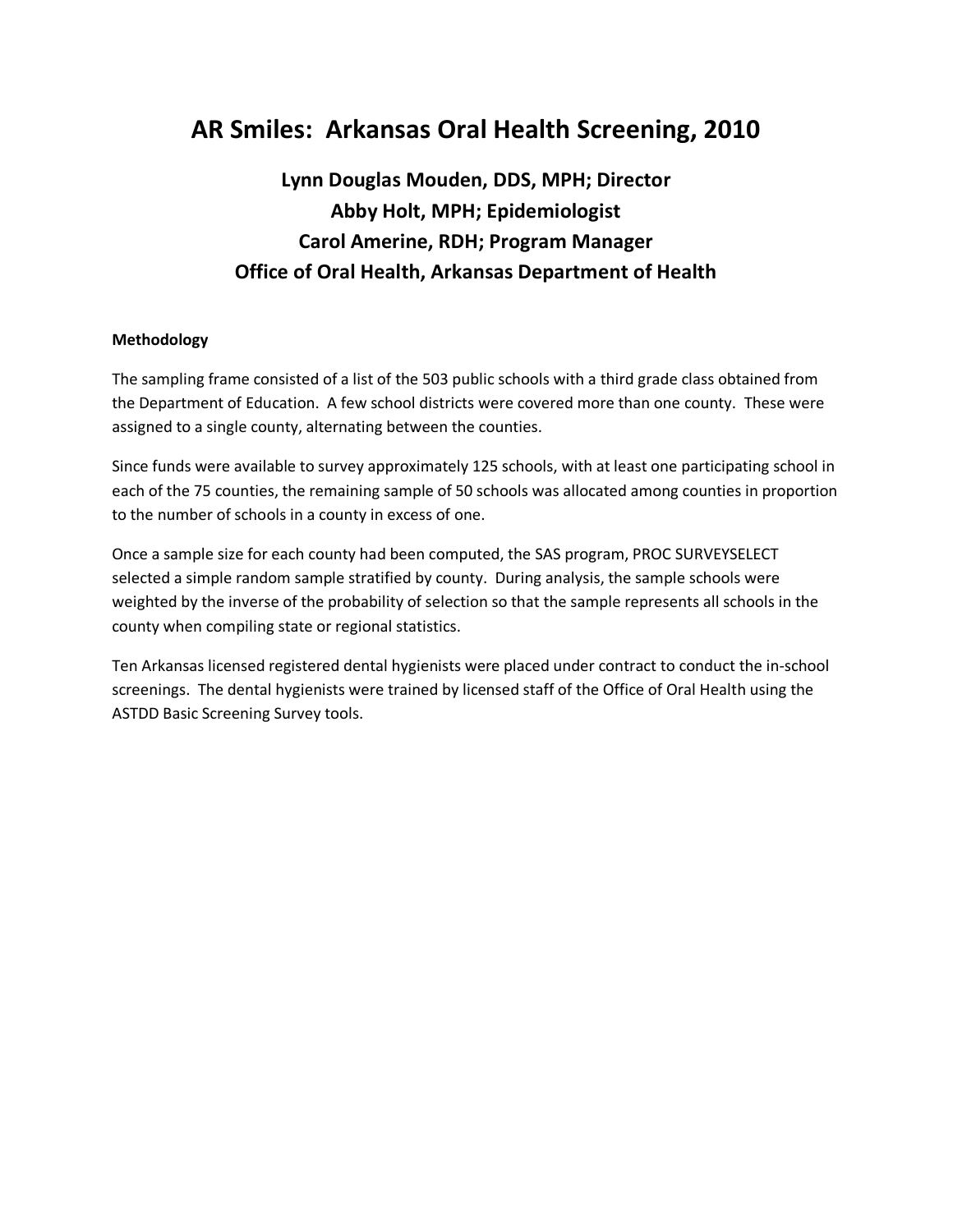# AR Smiles: Arkansas Oral Health Screening, 2010

## Lynn Douglas Mouden, DDS, MPH; Director
## Abby Holt, MPH; Epidemiologist
## Carol Amerine, RDH; Program Manager
## Office of Oral Health, Arkansas Department of Health

**Methodology**

The sampling frame consisted of a list of the 503 public schools with a third grade class obtained from the Department of Education. A few school districts were covered more than one county. These were assigned to a single county, alternating between the counties.

Since funds were available to survey approximately 125 schools, with at least one participating school in each of the 75 counties, the remaining sample of 50 schools was allocated among counties in proportion to the number of schools in a county in excess of one.

Once a sample size for each county had been computed, the SAS program, PROC SURVEYSELECT selected a simple random sample stratified by county. During analysis, the sample schools were weighted by the inverse of the probability of selection so that the sample represents all schools in the county when compiling state or regional statistics.

Ten Arkansas licensed registered dental hygienists were placed under contract to conduct the in-school screenings. The dental hygienists were trained by licensed staff of the Office of Oral Health using the ASTDD Basic Screening Survey tools.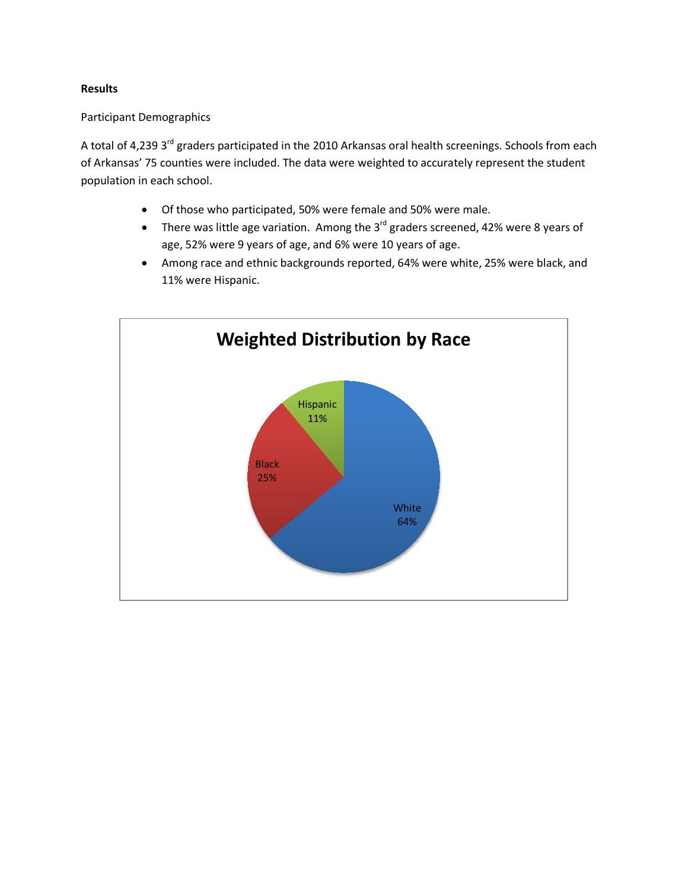**Results**

Participant Demographics

A total of 4,239 3rd graders participated in the 2010 Arkansas oral health screenings. Schools from each of Arkansas' 75 counties were included. The data were weighted to accurately represent the student population in each school.

- Of those who participated, 50% were female and 50% were male.
- There was little age variation. Among the 3rd graders screened, 42% were 8 years of age, 52% were 9 years of age, and 6% were 10 years of age.
- Among race and ethnic backgrounds reported, 64% were white, 25% were black, and 11% were Hispanic.

**Weighted Distribution by Race**

| Race | Percent |
|---|---|
| White | 64% |
| Black | 25% |
| Hispanic | 11% |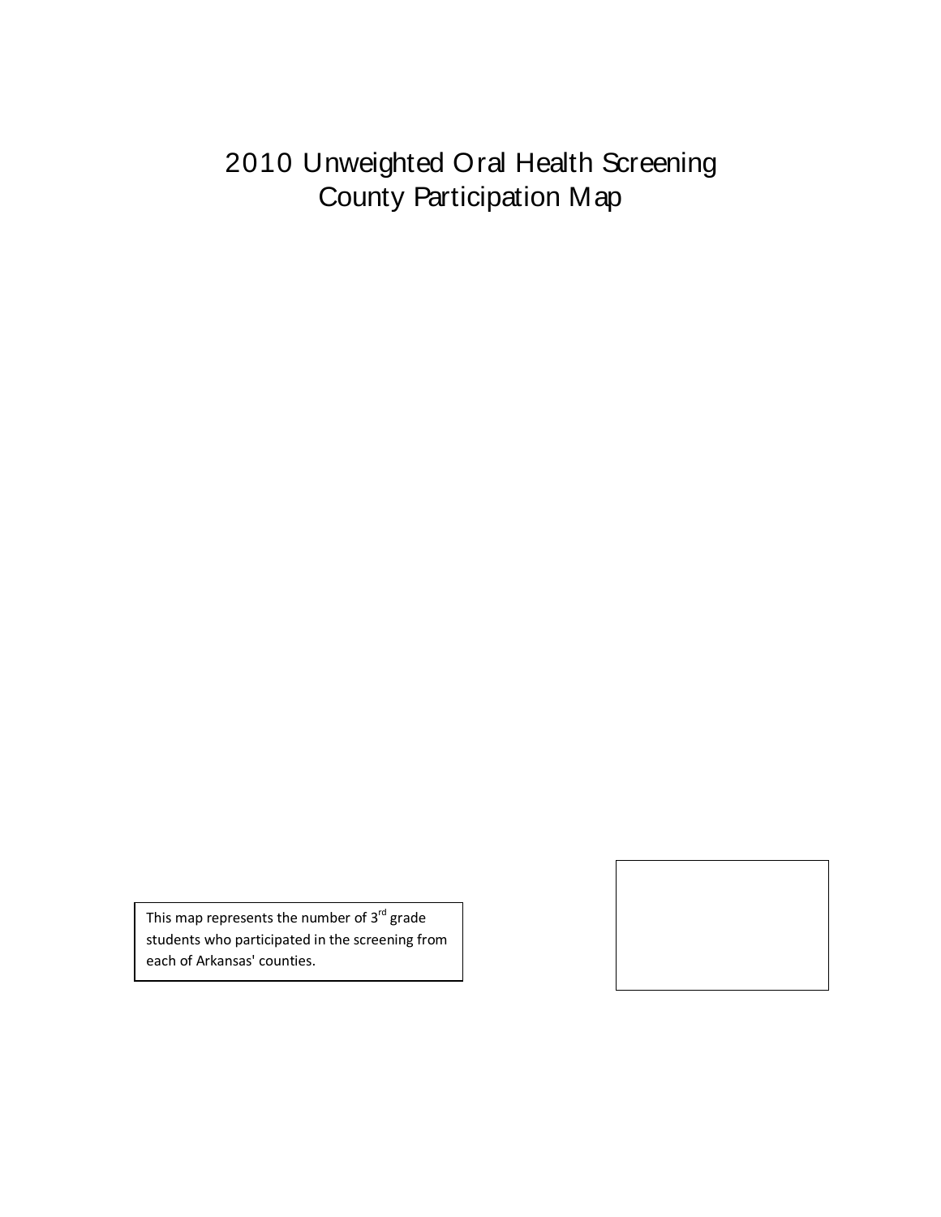# 2010 Unweighted Oral Health Screening County Participation Map

This map represents the number of 3rd grade students who participated in the screening from each of Arkansas' counties.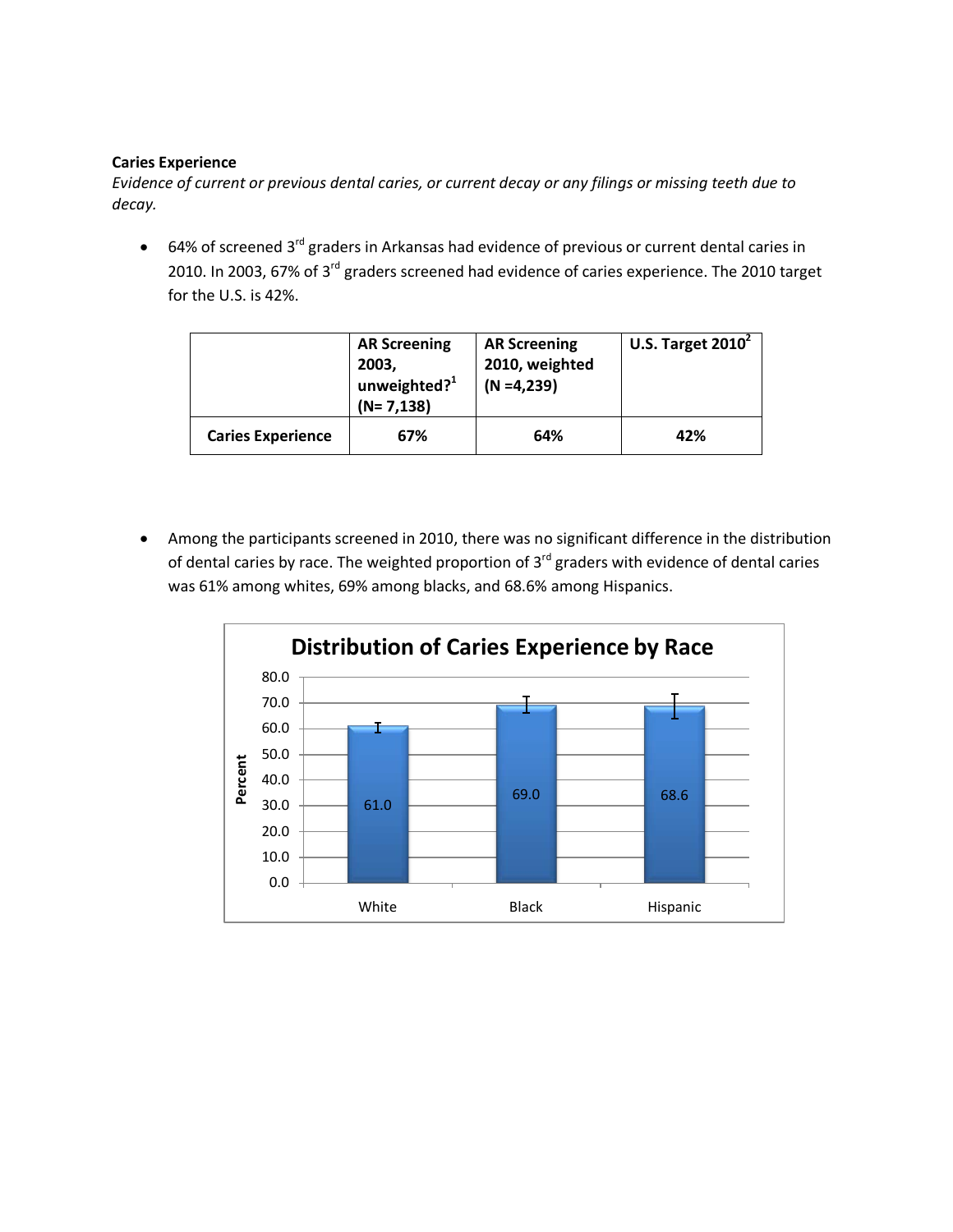**Caries Experience**

*Evidence of current or previous dental caries, or current decay or any filings or missing teeth due to decay.*

- 64% of screened 3rd graders in Arkansas had evidence of previous or current dental caries in 2010. In 2003, 67% of 3rd graders screened had evidence of caries experience. The 2010 target for the U.S. is 42%.

| | AR Screening 2003, unweighted?[1] (N= 7,138) | AR Screening 2010, weighted (N =4,239) | U.S. Target 2010[2] |
|---|---|---|---|
| **Caries Experience** | **67%** | **64%** | **42%** |

- Among the participants screened in 2010, there was no significant difference in the distribution of dental caries by race. The weighted proportion of 3rd graders with evidence of dental caries was 61% among whites, 69% among blacks, and 68.6% among Hispanics.

**Distribution of Caries Experience by Race**

| Race | Percent |
|---|---|
| White | 61.0 |
| Black | 69.0 |
| Hispanic | 68.6 |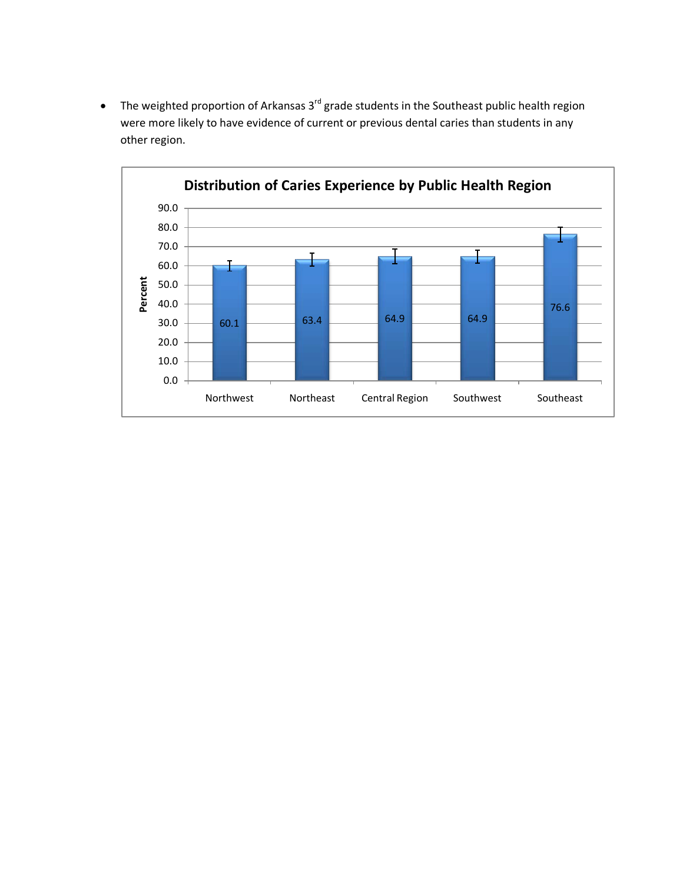- The weighted proportion of Arkansas 3rd grade students in the Southeast public health region were more likely to have evidence of current or previous dental caries than students in any other region.

**Distribution of Caries Experience by Public Health Region**

| Region | Percent |
|---|---|
| Northwest | 60.1 |
| Northeast | 63.4 |
| Central Region | 64.9 |
| Southwest | 64.9 |
| Southeast | 76.6 |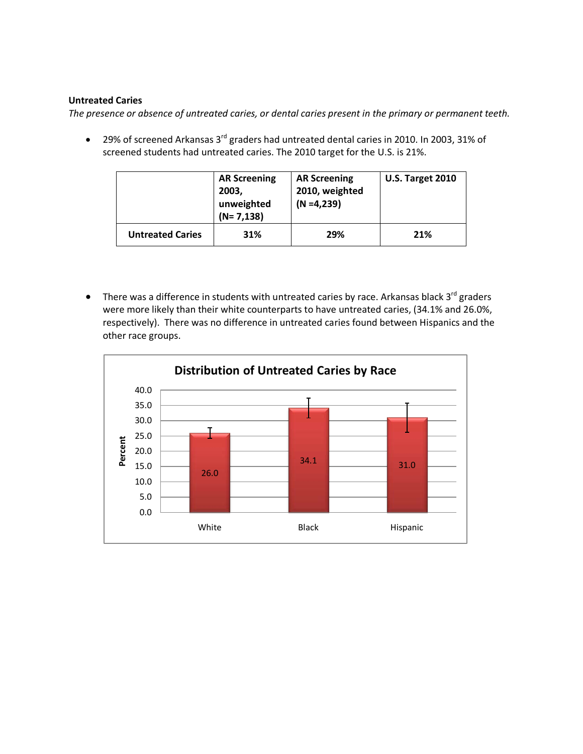**Untreated Caries**

*The presence or absence of untreated caries, or dental caries present in the primary or permanent teeth.*

- 29% of screened Arkansas 3rd graders had untreated dental caries in 2010. In 2003, 31% of screened students had untreated caries. The 2010 target for the U.S. is 21%.

| | AR Screening 2003, unweighted (N= 7,138) | AR Screening 2010, weighted (N =4,239) | U.S. Target 2010 |
|---|---|---|---|
| **Untreated Caries** | **31%** | **29%** | **21%** |

- There was a difference in students with untreated caries by race. Arkansas black 3rd graders were more likely than their white counterparts to have untreated caries, (34.1% and 26.0%, respectively). There was no difference in untreated caries found between Hispanics and the other race groups.

**Distribution of Untreated Caries by Race**

| Race | Percent |
|---|---|
| White | 26.0 |
| Black | 34.1 |
| Hispanic | 31.0 |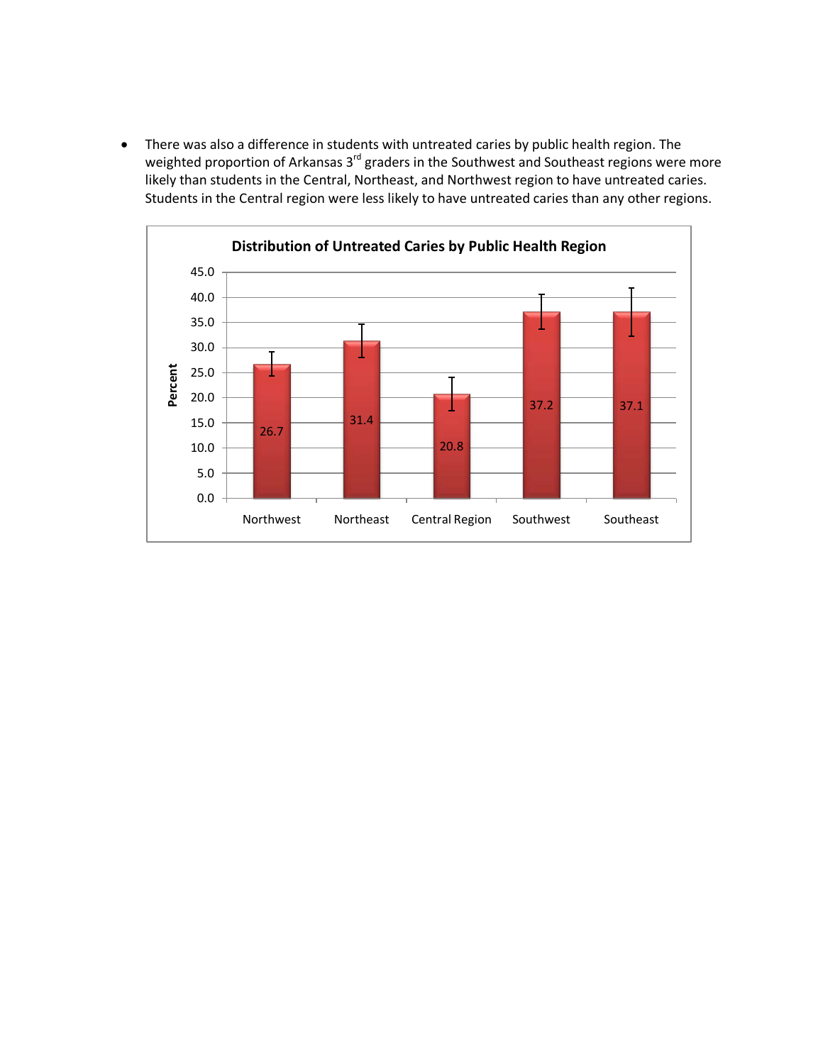- There was also a difference in students with untreated caries by public health region. The weighted proportion of Arkansas 3rd graders in the Southwest and Southeast regions were more likely than students in the Central, Northeast, and Northwest region to have untreated caries. Students in the Central region were less likely to have untreated caries than any other regions.

**Distribution of Untreated Caries by Public Health Region**

| Region | Percent |
| --- | --- |
| Northwest | 26.7 |
| Northeast | 31.4 |
| Central Region | 20.8 |
| Southwest | 37.2 |
| Southeast | 37.1 |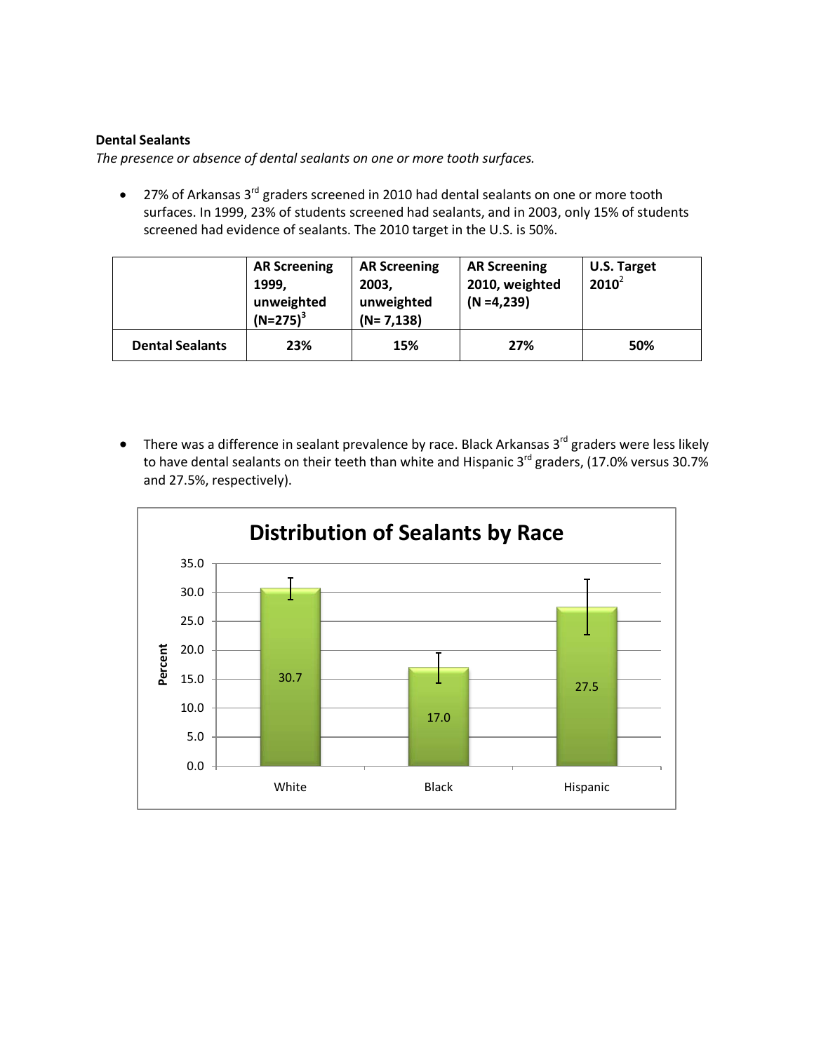**Dental Sealants**

*The presence or absence of dental sealants on one or more tooth surfaces.*

- 27% of Arkansas 3rd graders screened in 2010 had dental sealants on one or more tooth surfaces. In 1999, 23% of students screened had sealants, and in 2003, only 15% of students screened had evidence of sealants. The 2010 target in the U.S. is 50%.

| | AR Screening 1999, unweighted (N=275)[3] | AR Screening 2003, unweighted (N= 7,138) | AR Screening 2010, weighted (N =4,239) | U.S. Target 2010[2] |
|---|---|---|---|---|
| **Dental Sealants** | **23%** | **15%** | **27%** | **50%** |

- There was a difference in sealant prevalence by race. Black Arkansas 3rd graders were less likely to have dental sealants on their teeth than white and Hispanic 3rd graders, (17.0% versus 30.7% and 27.5%, respectively).

**Distribution of Sealants by Race**

| Race | Percent |
|---|---|
| White | 30.7 |
| Black | 17.0 |
| Hispanic | 27.5 |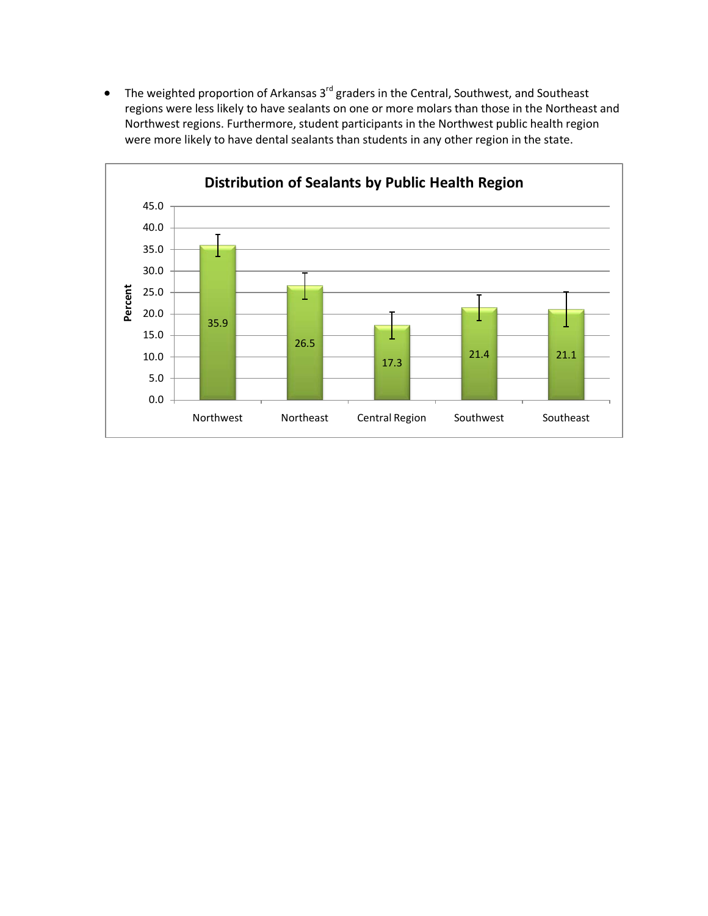- The weighted proportion of Arkansas 3rd graders in the Central, Southwest, and Southeast regions were less likely to have sealants on one or more molars than those in the Northeast and Northwest regions. Furthermore, student participants in the Northwest public health region were more likely to have dental sealants than students in any other region in the state.

**Distribution of Sealants by Public Health Region**

| Region | Percent |
|---|---|
| Northwest | 35.9 |
| Northeast | 26.5 |
| Central Region | 17.3 |
| Southwest | 21.4 |
| Southeast | 21.1 |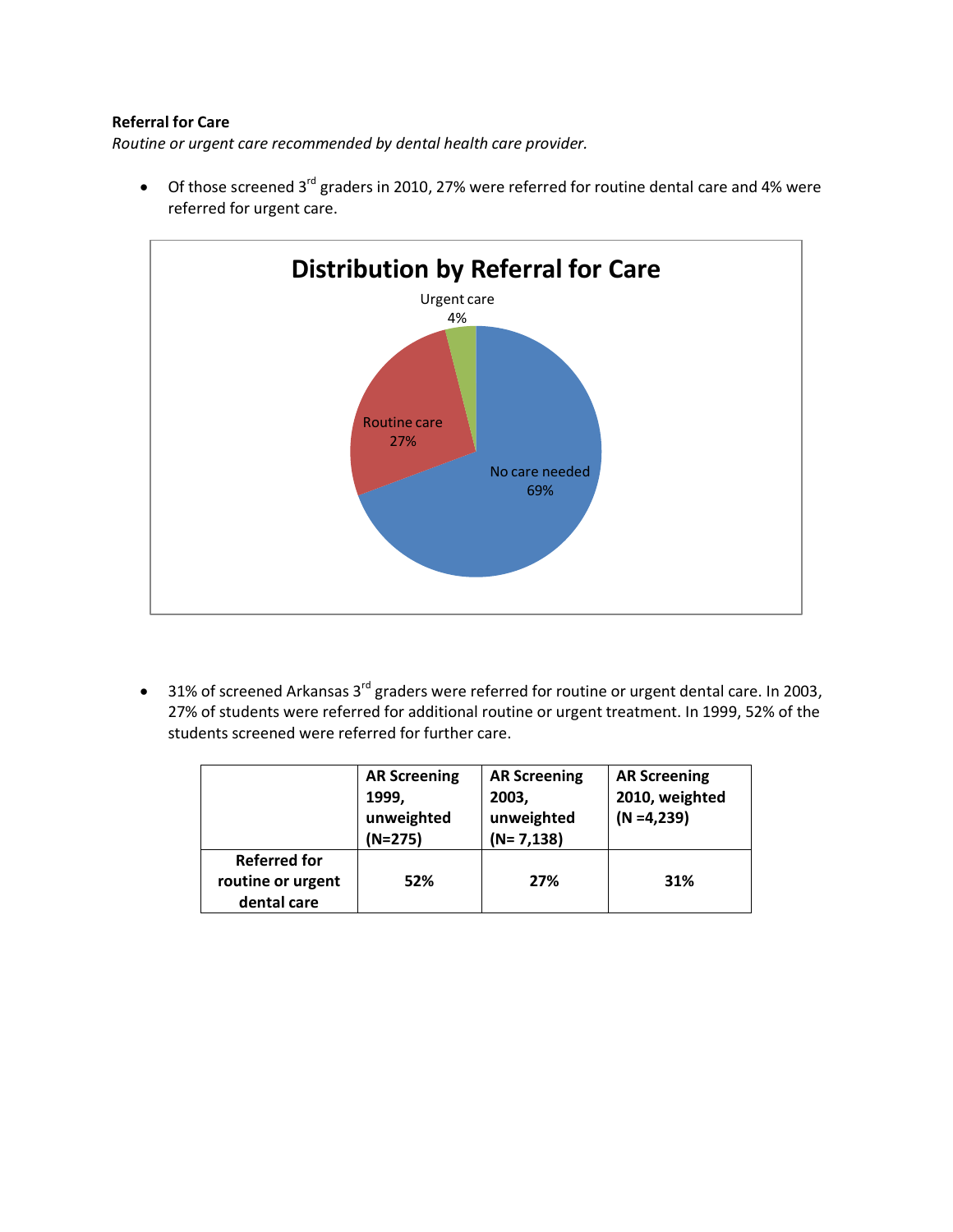**Referral for Care**

*Routine or urgent care recommended by dental health care provider.*

- Of those screened 3rd graders in 2010, 27% were referred for routine dental care and 4% were referred for urgent care.

**Distribution by Referral for Care**

Urgent care 4%

Routine care 27%

No care needed 69%

- 31% of screened Arkansas 3rd graders were referred for routine or urgent dental care. In 2003, 27% of students were referred for additional routine or urgent treatment. In 1999, 52% of the students screened were referred for further care.

| | AR Screening 1999, unweighted (N=275) | AR Screening 2003, unweighted (N= 7,138) | AR Screening 2010, weighted (N =4,239) |
|---|---|---|---|
| Referred for routine or urgent dental care | 52% | 27% | 31% |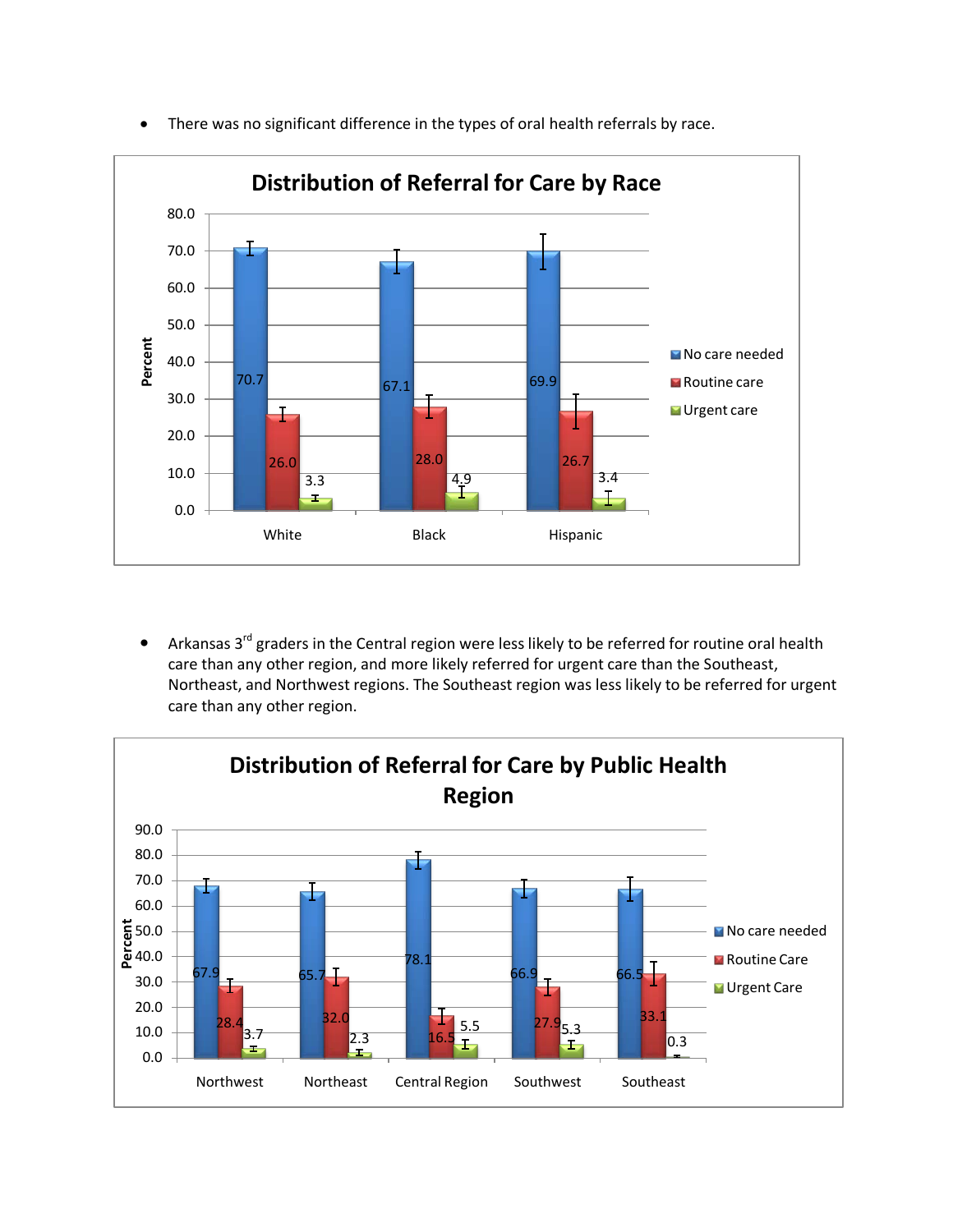- There was no significant difference in the types of oral health referrals by race.

**Distribution of Referral for Care by Race**

| Percent | No care needed | Routine care | Urgent care |
|---|---|---|---|
| White | 70.7 | 26.0 | 3.3 |
| Black | 67.1 | 28.0 | 4.9 |
| Hispanic | 69.9 | 26.7 | 3.4 |

- Arkansas 3rd graders in the Central region were less likely to be referred for routine oral health care than any other region, and more likely referred for urgent care than the Southeast, Northeast, and Northwest regions. The Southeast region was less likely to be referred for urgent care than any other region.

**Distribution of Referral for Care by Public Health Region**

| Percent | No care needed | Routine Care | Urgent Care |
|---|---|---|---|
| Northwest | 67.9 | 28.4 | 3.7 |
| Northeast | 65.7 | 32.0 | 2.3 |
| Central Region | 78.1 | 16.5 | 5.5 |
| Southwest | 66.9 | 27.9 | 5.3 |
| Southeast | 66.5 | 33.1 | 0.3 |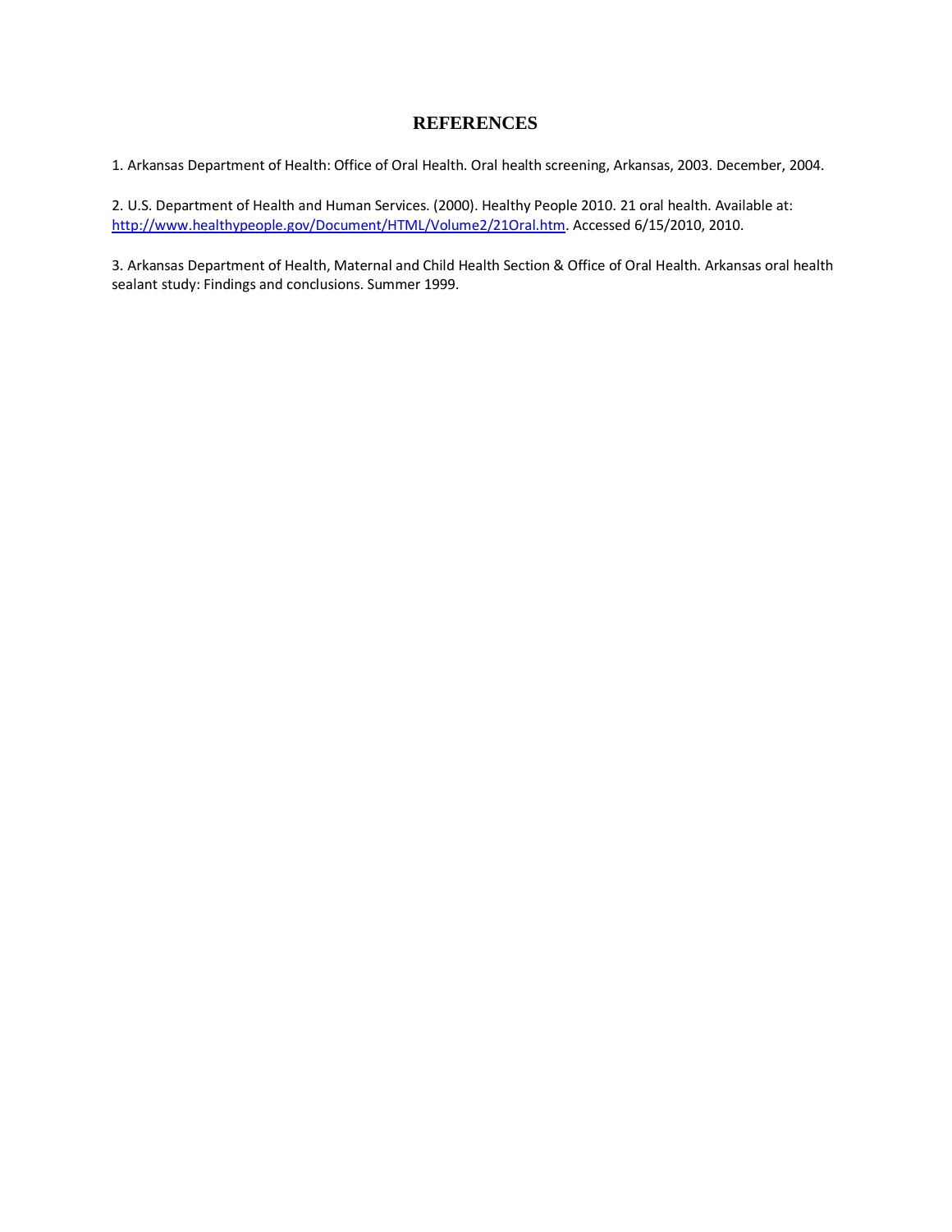# REFERENCES

1. Arkansas Department of Health: Office of Oral Health. Oral health screening, Arkansas, 2003. December, 2004.

2. U.S. Department of Health and Human Services. (2000). Healthy People 2010. 21 oral health. Available at: http://www.healthypeople.gov/Document/HTML/Volume2/21Oral.htm. Accessed 6/15/2010, 2010.

3. Arkansas Department of Health, Maternal and Child Health Section & Office of Oral Health. Arkansas oral health sealant study: Findings and conclusions. Summer 1999.